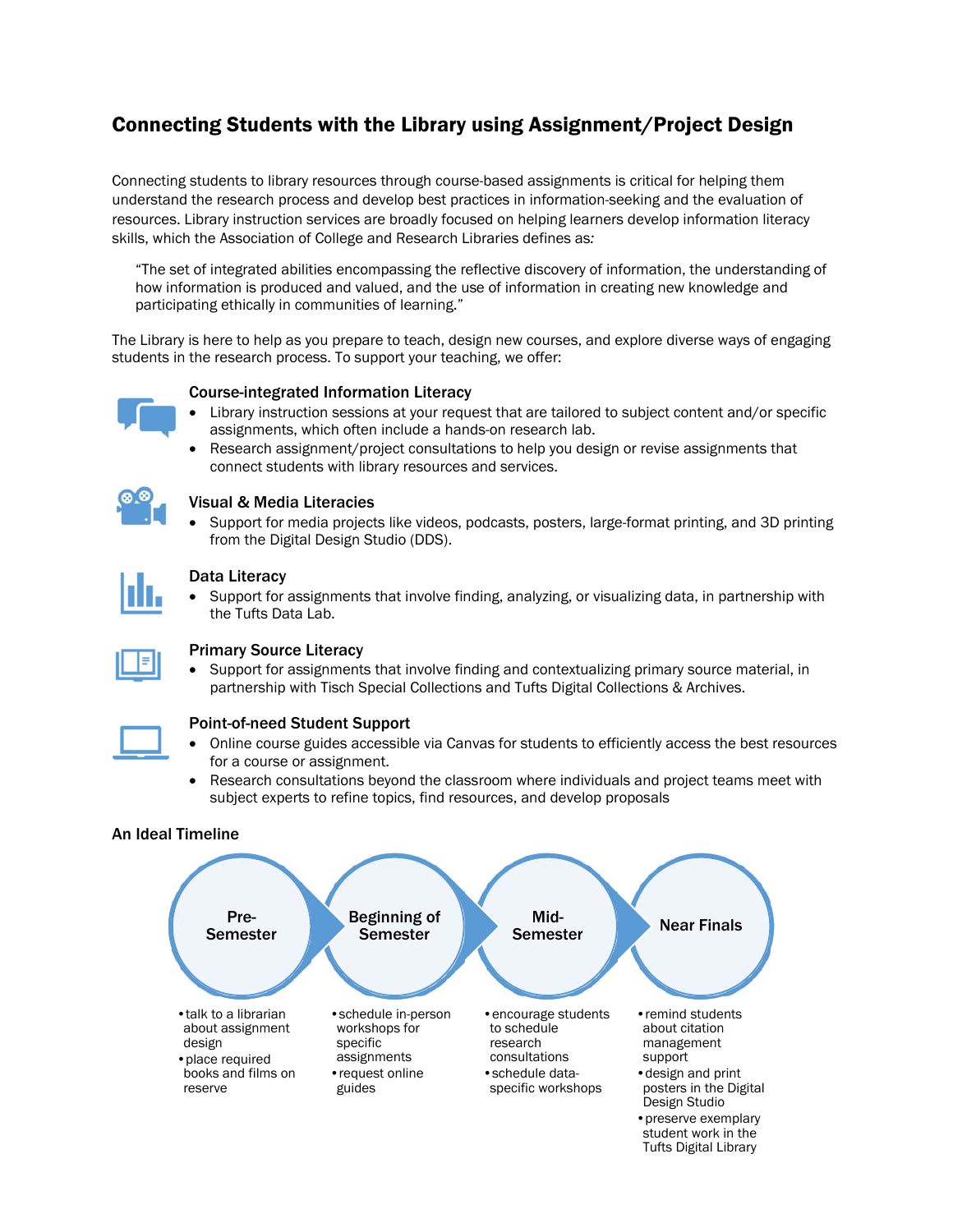# Connecting Students with the Library using Assignment/Project Design

Connecting students to library resources through course-based assignments is critical for helping them understand the research process and develop best practices in information-seeking and the evaluation of resources. Library instruction services are broadly focused on helping learners develop information literacy skills, which the Association of College and Research Libraries defines as*:*

> "The set of integrated abilities encompassing the reflective discovery of information, the understanding of how information is produced and valued, and the use of information in creating new knowledge and participating ethically in communities of learning."

The Library is here to help as you prepare to teach, design new courses, and explore diverse ways of engaging students in the research process. To support your teaching, we offer:

### Course-integrated Information Literacy

- Library instruction sessions at your request that are tailored to subject content and/or specific assignments, which often include a hands-on research lab.
- Research assignment/project consultations to help you design or revise assignments that connect students with library resources and services.

### Visual & Media Literacies

- Support for media projects like videos, podcasts, posters, large-format printing, and 3D printing from the Digital Design Studio (DDS).

### Data Literacy

- Support for assignments that involve finding, analyzing, or visualizing data, in partnership with the Tufts Data Lab.

### Primary Source Literacy

- Support for assignments that involve finding and contextualizing primary source material, in partnership with Tisch Special Collections and Tufts Digital Collections & Archives.

### Point-of-need Student Support

- Online course guides accessible via Canvas for students to efficiently access the best resources for a course or assignment.
- Research consultations beyond the classroom where individuals and project teams meet with subject experts to refine topics, find resources, and develop proposals

## An Ideal Timeline

**Pre-Semester**

- talk to a librarian about assignment design
- place required books and films on reserve

**Beginning of Semester**

- schedule in-person workshops for specific assignments
- request online guides

**Mid-Semester**

- encourage students to schedule research consultations
- schedule data-specific workshops

**Near Finals**

- remind students about citation management support
- design and print posters in the Digital Design Studio
- preserve exemplary student work in the Tufts Digital Library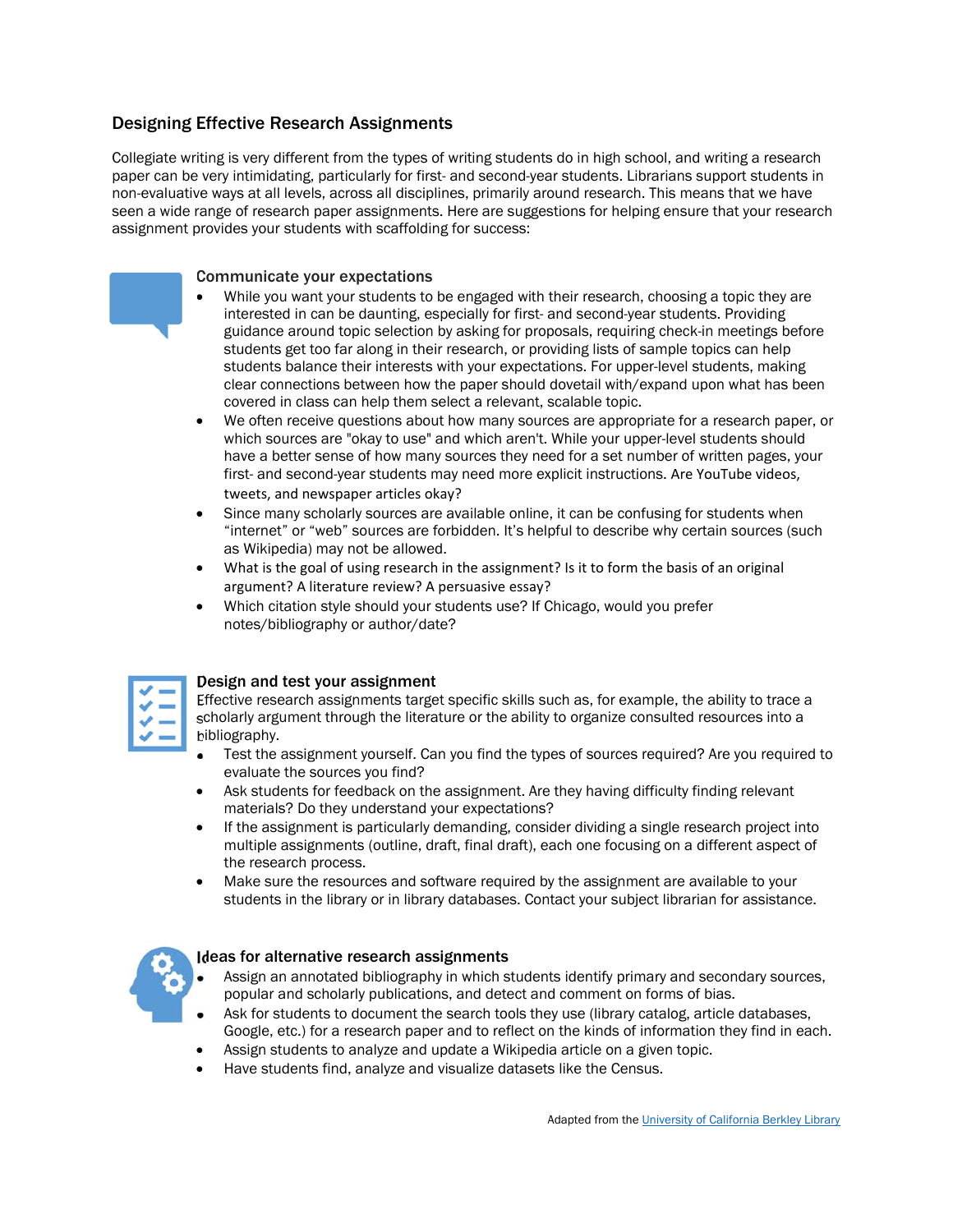## Designing Effective Research Assignments

Collegiate writing is very different from the types of writing students do in high school, and writing a research paper can be very intimidating, particularly for first- and second-year students. Librarians support students in non-evaluative ways at all levels, across all disciplines, primarily around research. This means that we have seen a wide range of research paper assignments. Here are suggestions for helping ensure that your research assignment provides your students with scaffolding for success:

### Communicate your expectations

- While you want your students to be engaged with their research, choosing a topic they are interested in can be daunting, especially for first- and second-year students. Providing guidance around topic selection by asking for proposals, requiring check-in meetings before students get too far along in their research, or providing lists of sample topics can help students balance their interests with your expectations. For upper-level students, making clear connections between how the paper should dovetail with/expand upon what has been covered in class can help them select a relevant, scalable topic.
- We often receive questions about how many sources are appropriate for a research paper, or which sources are "okay to use" and which aren't. While your upper-level students should have a better sense of how many sources they need for a set number of written pages, your first- and second-year students may need more explicit instructions. Are YouTube videos, tweets, and newspaper articles okay?
- Since many scholarly sources are available online, it can be confusing for students when “internet” or “web” sources are forbidden. It’s helpful to describe why certain sources (such as Wikipedia) may not be allowed.
- What is the goal of using research in the assignment? Is it to form the basis of an original argument? A literature review? A persuasive essay?
- Which citation style should your students use? If Chicago, would you prefer notes/bibliography or author/date?

### Design and test your assignment

Effective research assignments target specific skills such as, for example, the ability to trace a scholarly argument through the literature or the ability to organize consulted resources into a bibliography.

- Test the assignment yourself. Can you find the types of sources required? Are you required to evaluate the sources you find?
- Ask students for feedback on the assignment. Are they having difficulty finding relevant materials? Do they understand your expectations?
- If the assignment is particularly demanding, consider dividing a single research project into multiple assignments (outline, draft, final draft), each one focusing on a different aspect of the research process.
- Make sure the resources and software required by the assignment are available to your students in the library or in library databases. Contact your subject librarian for assistance.

### Ideas for alternative research assignments

- Assign an annotated bibliography in which students identify primary and secondary sources, popular and scholarly publications, and detect and comment on forms of bias.
- Ask for students to document the search tools they use (library catalog, article databases, Google, etc.) for a research paper and to reflect on the kinds of information they find in each.
- Assign students to analyze and update a Wikipedia article on a given topic.
- Have students find, analyze and visualize datasets like the Census.

Adapted from the University of California Berkley Library